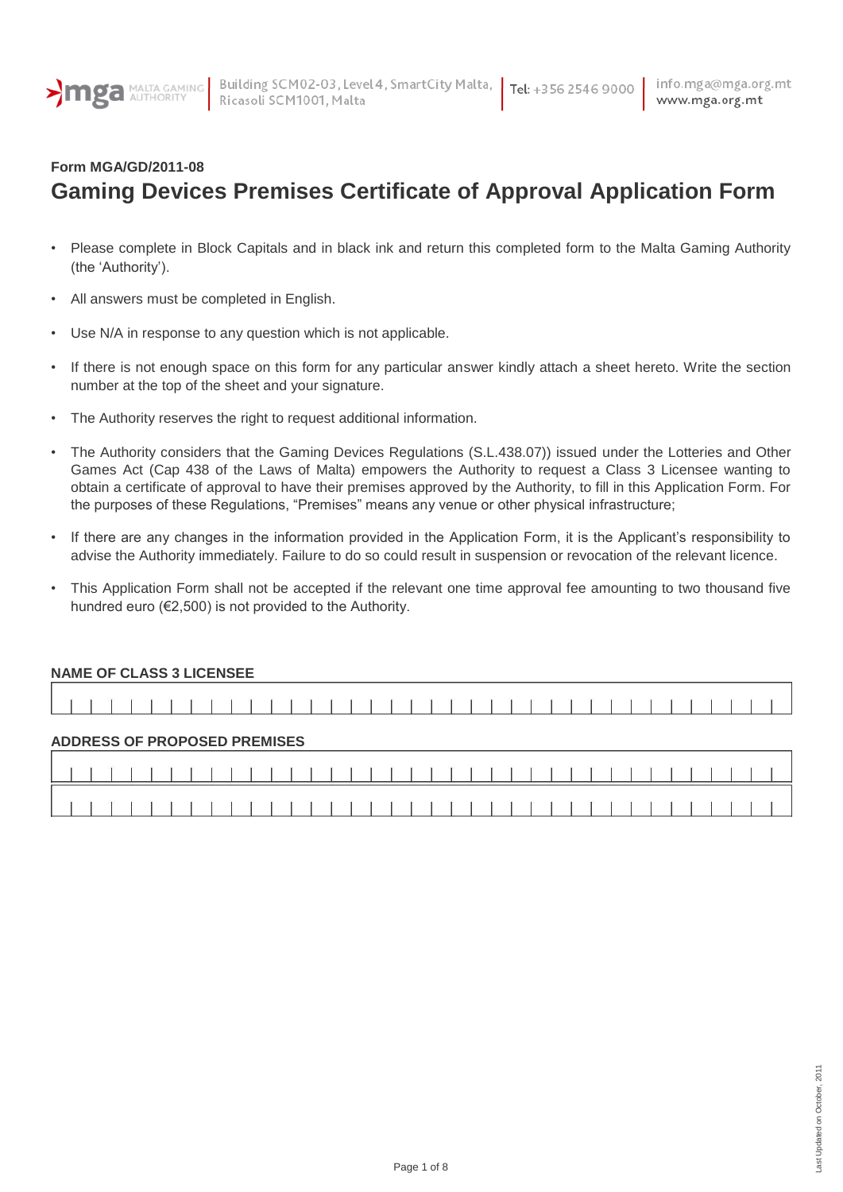**Form MGA/GD/2011-08**

# Gaming Devices Premises Certificate of Approval Application Form

- Please complete in Block Capitals and in black ink and return this completed form to the Malta Gaming Authority (the 'Authority').
- All answers must be completed in English.
- Use N/A in response to any question which is not applicable.
- If there is not enough space on this form for any particular answer kindly attach a sheet hereto. Write the section number at the top of the sheet and your signature.
- The Authority reserves the right to request additional information.
- The Authority considers that the Gaming Devices Regulations (S.L.438.07)) issued under the Lotteries and Other Games Act (Cap 438 of the Laws of Malta) empowers the Authority to request a Class 3 Licensee wanting to obtain a certificate of approval to have their premises approved by the Authority, to fill in this Application Form. For the purposes of these Regulations, "Premises" means any venue or other physical infrastructure;
- If there are any changes in the information provided in the Application Form, it is the Applicant's responsibility to advise the Authority immediately. Failure to do so could result in suspension or revocation of the relevant licence.
- This Application Form shall not be accepted if the relevant one time approval fee amounting to two thousand five hundred euro (€2,500) is not provided to the Authority.

**NAME OF CLASS 3 LICENSEE**

**ADDRESS OF PROPOSED PREMISES**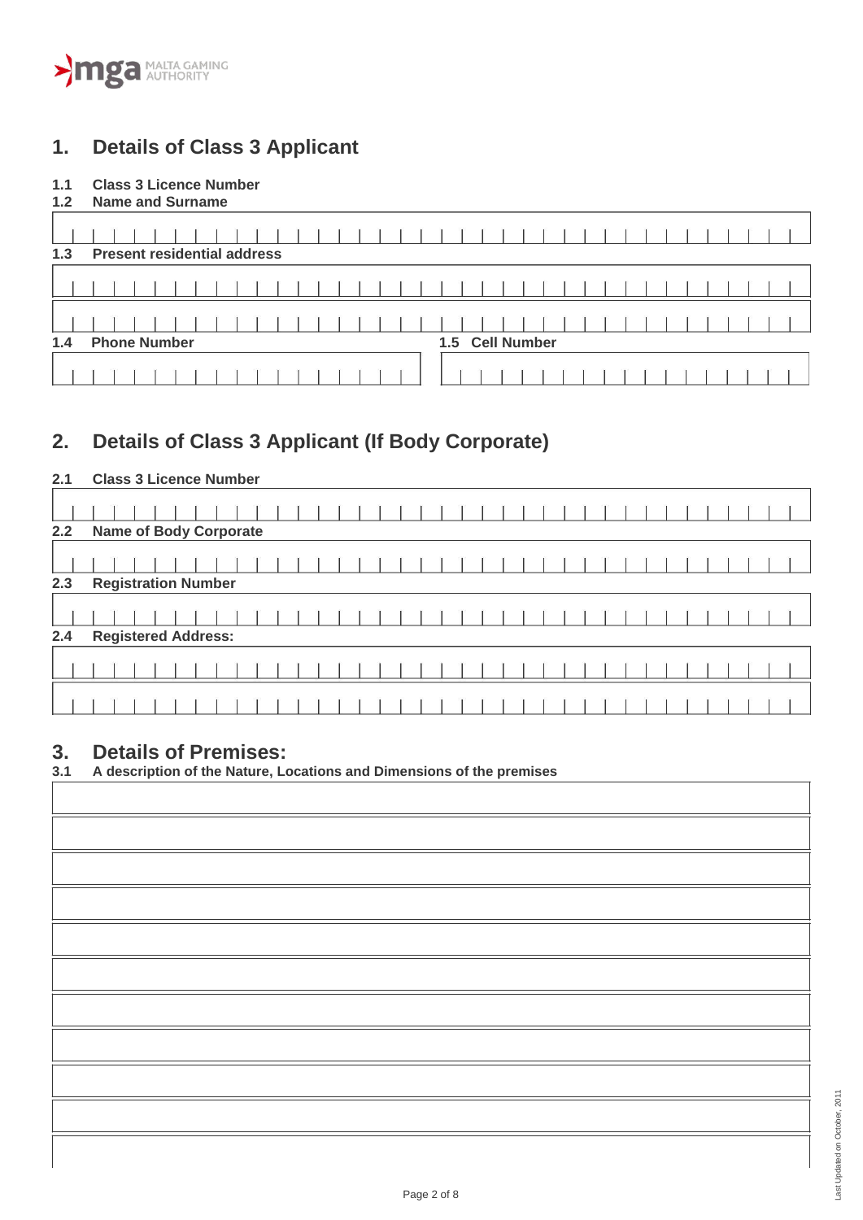## 1. Details of Class 3 Applicant

**1.1 Class 3 Licence Number**

**1.2 Name and Surname**

**1.3 Present residential address**

**1.4 Phone Number**

**1.5 Cell Number**

## 2. Details of Class 3 Applicant (If Body Corporate)

**2.1 Class 3 Licence Number**

**2.2 Name of Body Corporate**

**2.3 Registration Number**

**2.4 Registered Address:**

## 3. Details of Premises:

**3.1 A description of the Nature, Locations and Dimensions of the premises**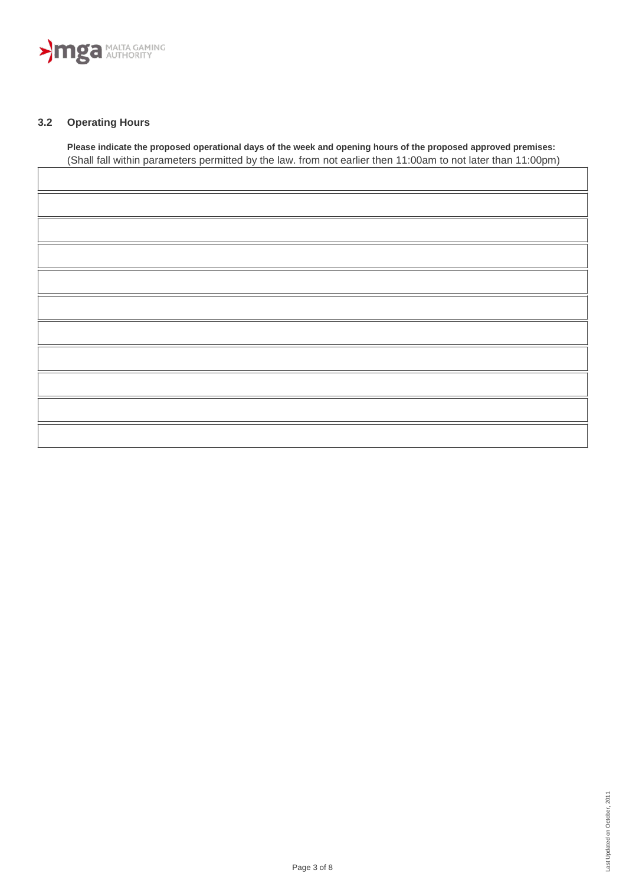### 3.2 Operating Hours

**Please indicate the proposed operational days of the week and opening hours of the proposed approved premises:**
(Shall fall within parameters permitted by the law. from not earlier then 11:00am to not later than 11:00pm)

| |
|---|
| |
| |
| |
| |
| |
| |
| |
| |
| |
| |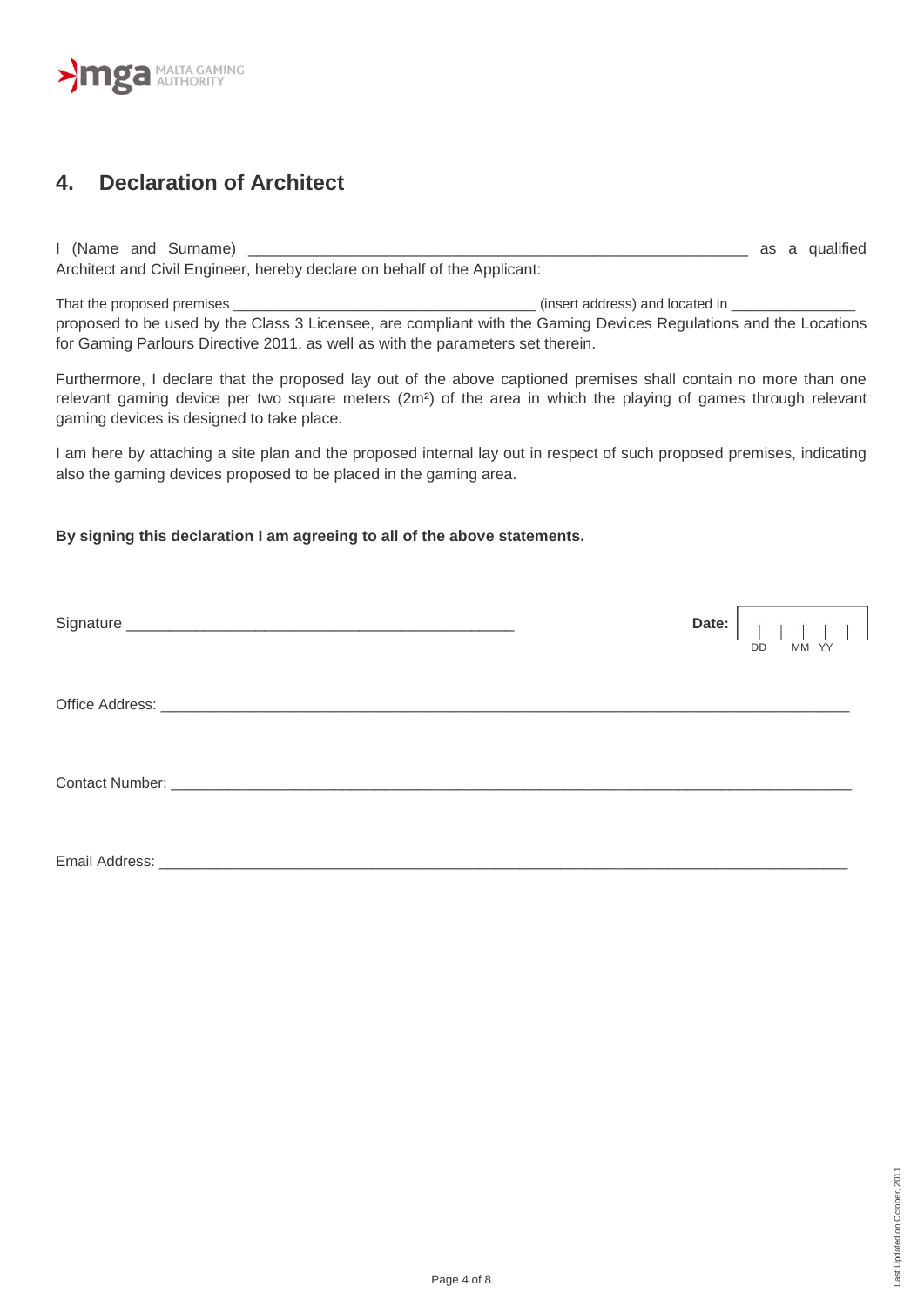## 4. Declaration of Architect

I (Name and Surname) ____________________________________________________________ as a qualified Architect and Civil Engineer, hereby declare on behalf of the Applicant:

That the proposed premises ______________________________________ (insert address) and located in _______________ proposed to be used by the Class 3 Licensee, are compliant with the Gaming Devices Regulations and the Locations for Gaming Parlours Directive 2011, as well as with the parameters set therein.

Furthermore, I declare that the proposed lay out of the above captioned premises shall contain no more than one relevant gaming device per two square meters ($2m^2$) of the area in which the playing of games through relevant gaming devices is designed to take place.

I am here by attaching a site plan and the proposed internal lay out in respect of such proposed premises, indicating also the gaming devices proposed to be placed in the gaming area.

**By signing this declaration I am agreeing to all of the above statements.**

Signature ______________________________________________

**Date:** __ __ / __ __ / __ __ (DD MM YY)

Office Address: ______________________________________________________________________________

Contact Number: _____________________________________________________________________________

Email Address: _______________________________________________________________________________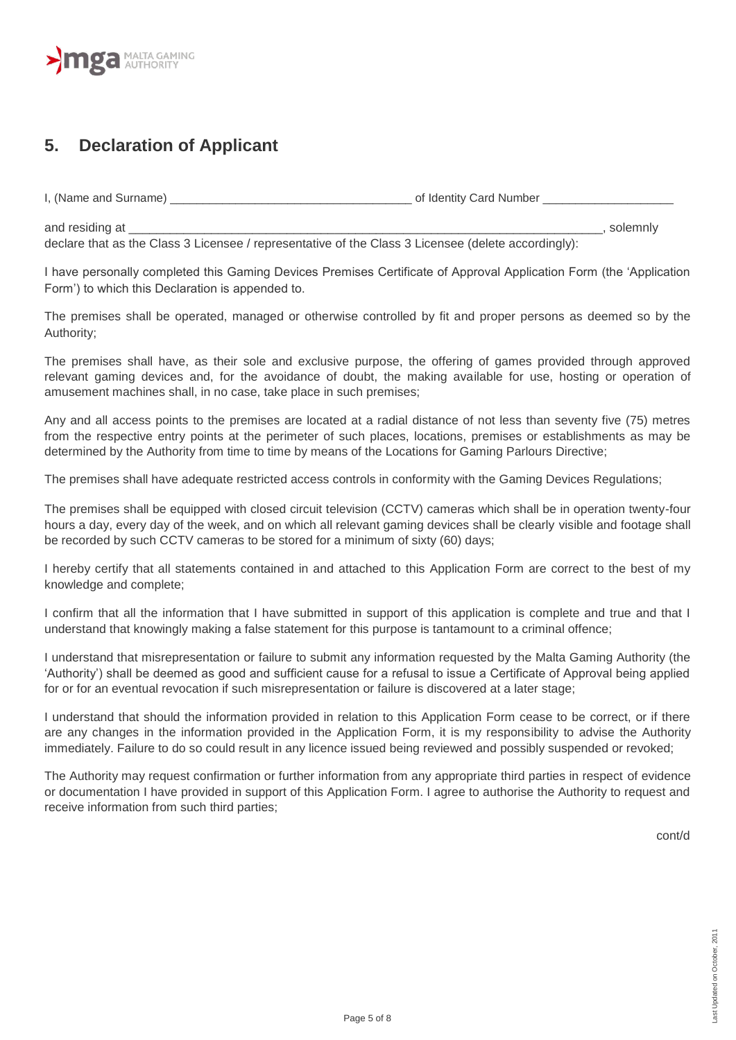## 5. Declaration of Applicant

I, (Name and Surname) ____________________________________ of Identity Card Number ____________________

and residing at ___________________________________________________________________________, solemnly declare that as the Class 3 Licensee / representative of the Class 3 Licensee (delete accordingly):

I have personally completed this Gaming Devices Premises Certificate of Approval Application Form (the 'Application Form') to which this Declaration is appended to.

The premises shall be operated, managed or otherwise controlled by fit and proper persons as deemed so by the Authority;

The premises shall have, as their sole and exclusive purpose, the offering of games provided through approved relevant gaming devices and, for the avoidance of doubt, the making available for use, hosting or operation of amusement machines shall, in no case, take place in such premises;

Any and all access points to the premises are located at a radial distance of not less than seventy five (75) metres from the respective entry points at the perimeter of such places, locations, premises or establishments as may be determined by the Authority from time to time by means of the Locations for Gaming Parlours Directive;

The premises shall have adequate restricted access controls in conformity with the Gaming Devices Regulations;

The premises shall be equipped with closed circuit television (CCTV) cameras which shall be in operation twenty-four hours a day, every day of the week, and on which all relevant gaming devices shall be clearly visible and footage shall be recorded by such CCTV cameras to be stored for a minimum of sixty (60) days;

I hereby certify that all statements contained in and attached to this Application Form are correct to the best of my knowledge and complete;

I confirm that all the information that I have submitted in support of this application is complete and true and that I understand that knowingly making a false statement for this purpose is tantamount to a criminal offence;

I understand that misrepresentation or failure to submit any information requested by the Malta Gaming Authority (the 'Authority') shall be deemed as good and sufficient cause for a refusal to issue a Certificate of Approval being applied for or for an eventual revocation if such misrepresentation or failure is discovered at a later stage;

I understand that should the information provided in relation to this Application Form cease to be correct, or if there are any changes in the information provided in the Application Form, it is my responsibility to advise the Authority immediately. Failure to do so could result in any licence issued being reviewed and possibly suspended or revoked;

The Authority may request confirmation or further information from any appropriate third parties in respect of evidence or documentation I have provided in support of this Application Form. I agree to authorise the Authority to request and receive information from such third parties;

cont/d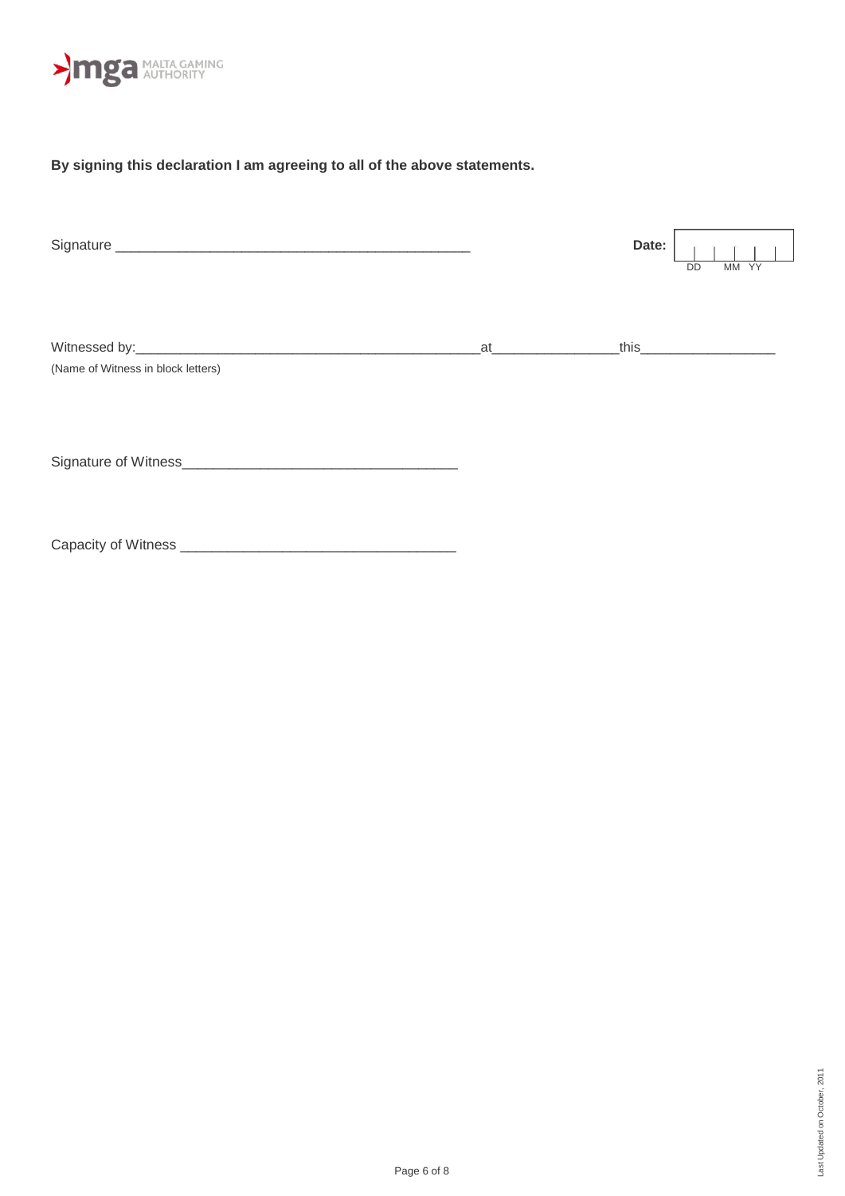**By signing this declaration I am agreeing to all of the above statements.**

Signature ____________________________________________ **Date:** DD MM YY

Witnessed by:____________________________________________at________________this_________________

(Name of Witness in block letters)

Signature of Witness__________________________________

Capacity of Witness __________________________________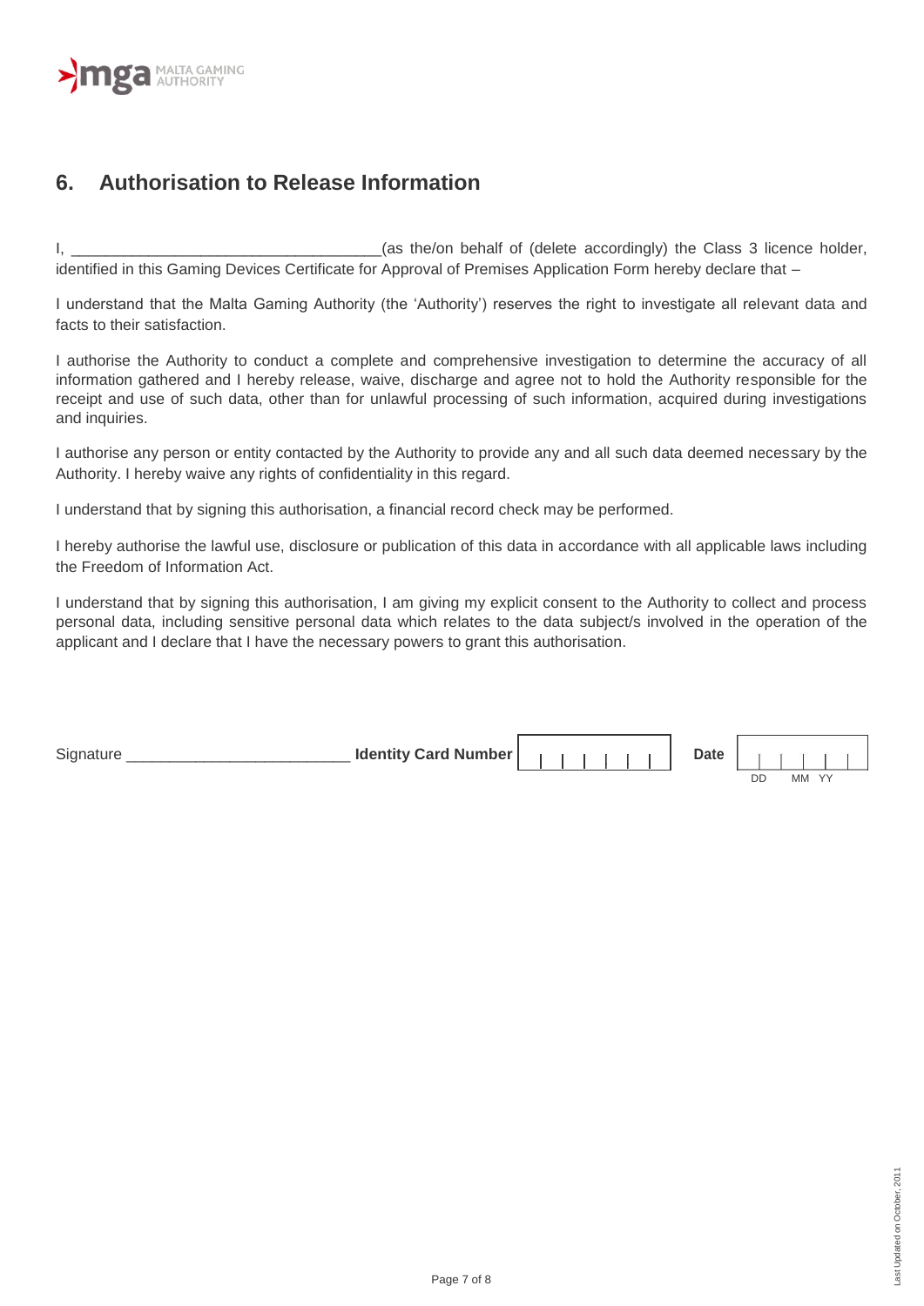## 6. Authorisation to Release Information

I, ___________________________________(as the/on behalf of (delete accordingly) the Class 3 licence holder, identified in this Gaming Devices Certificate for Approval of Premises Application Form hereby declare that –

I understand that the Malta Gaming Authority (the 'Authority') reserves the right to investigate all relevant data and facts to their satisfaction.

I authorise the Authority to conduct a complete and comprehensive investigation to determine the accuracy of all information gathered and I hereby release, waive, discharge and agree not to hold the Authority responsible for the receipt and use of such data, other than for unlawful processing of such information, acquired during investigations and inquiries.

I authorise any person or entity contacted by the Authority to provide any and all such data deemed necessary by the Authority. I hereby waive any rights of confidentiality in this regard.

I understand that by signing this authorisation, a financial record check may be performed.

I hereby authorise the lawful use, disclosure or publication of this data in accordance with all applicable laws including the Freedom of Information Act.

I understand that by signing this authorisation, I am giving my explicit consent to the Authority to collect and process personal data, including sensitive personal data which relates to the data subject/s involved in the operation of the applicant and I declare that I have the necessary powers to grant this authorisation.

Signature _________________________ **Identity Card Number** | | | | | | | | **Date** | | | | | | | (DD MM YY)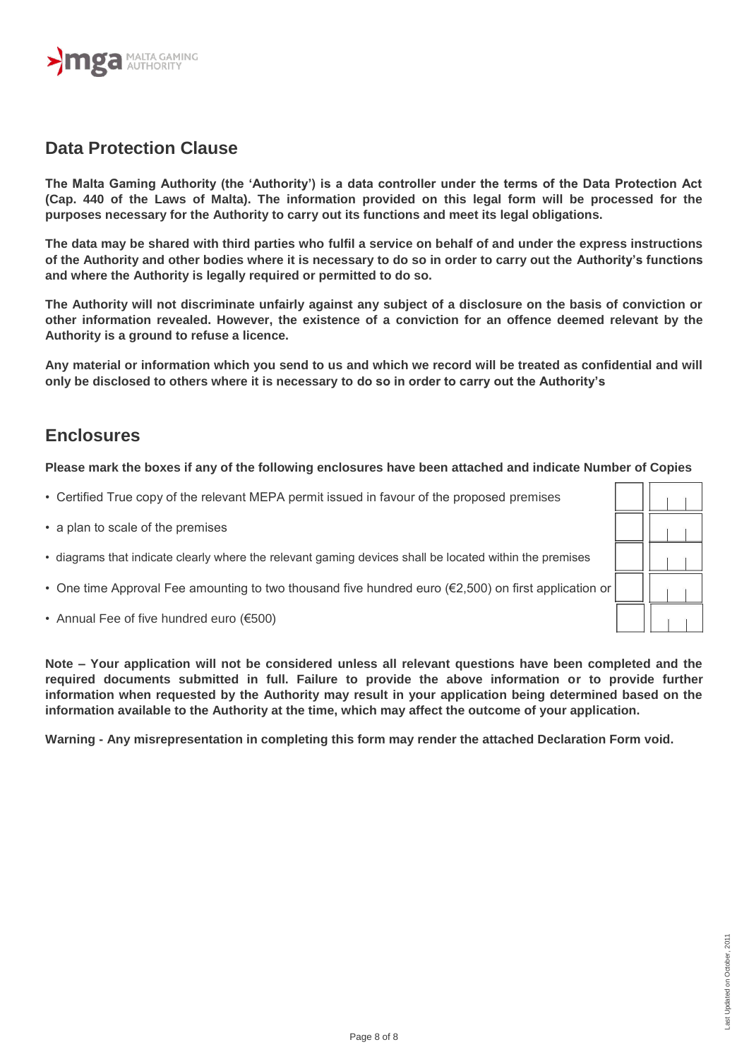## Data Protection Clause

**The Malta Gaming Authority (the 'Authority') is a data controller under the terms of the Data Protection Act (Cap. 440 of the Laws of Malta). The information provided on this legal form will be processed for the purposes necessary for the Authority to carry out its functions and meet its legal obligations.**

**The data may be shared with third parties who fulfil a service on behalf of and under the express instructions of the Authority and other bodies where it is necessary to do so in order to carry out the Authority's functions and where the Authority is legally required or permitted to do so.**

**The Authority will not discriminate unfairly against any subject of a disclosure on the basis of conviction or other information revealed. However, the existence of a conviction for an offence deemed relevant by the Authority is a ground to refuse a licence.**

**Any material or information which you send to us and which we record will be treated as confidential and will only be disclosed to others where it is necessary to do so in order to carry out the Authority's**

## Enclosures

**Please mark the boxes if any of the following enclosures have been attached and indicate Number of Copies**

| | | |
|---|---|---|
| • Certified True copy of the relevant MEPA permit issued in favour of the proposed premises | ☐ | |
| • a plan to scale of the premises | ☐ | |
| • diagrams that indicate clearly where the relevant gaming devices shall be located within the premises | ☐ | |
| • One time Approval Fee amounting to two thousand five hundred euro (€2,500) on first application or | ☐ | |
| • Annual Fee of five hundred euro (€500) | ☐ | |

**Note – Your application will not be considered unless all relevant questions have been completed and the required documents submitted in full. Failure to provide the above information or to provide further information when requested by the Authority may result in your application being determined based on the information available to the Authority at the time, which may affect the outcome of your application.**

**Warning - Any misrepresentation in completing this form may render the attached Declaration Form void.**